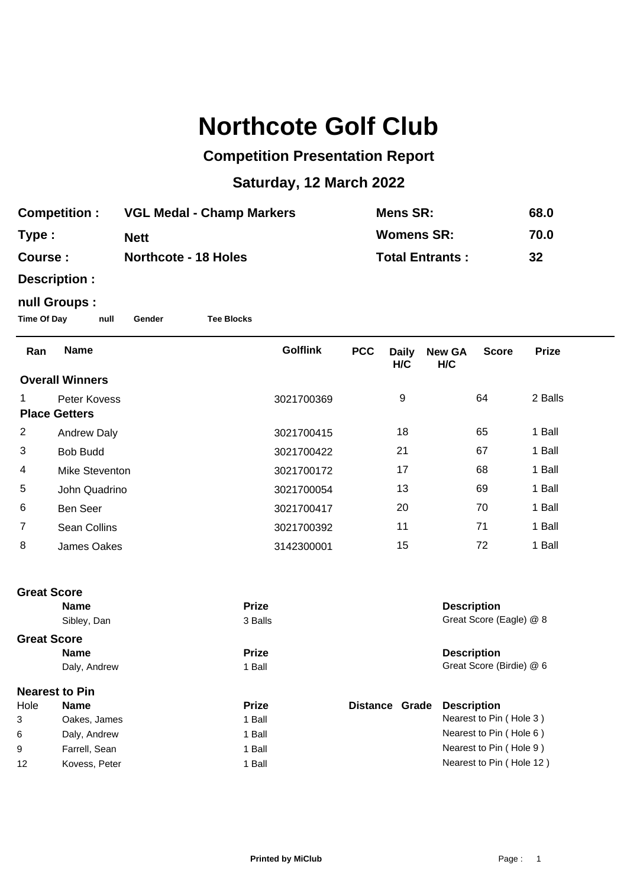# Northcote Golf Club

## Competition Presentation Report

## Saturday, 12 March 2022

| | | | |
|---|---|---|---|
| **Competition :** | **VGL Medal - Champ Markers** | **Mens SR:** | **68.0** |
| **Type :** | **Nett** | **Womens SR:** | **70.0** |
| **Course :** | **Northcote - 18 Holes** | **Total Entrants :** | **32** |

**Description :**

**null Groups :**

**Time Of Day** **null** **Gender** **Tee Blocks**

| Ran | Name | Golflink | PCC | Daily H/C | New GA H/C | Score | Prize |
|---|---|---|---|---|---|---|---|
| **Overall Winners** | | | | | | | |
| 1 | Peter Kovess | 3021700369 | | 9 | | 64 | 2 Balls |
| **Place Getters** | | | | | | | |
| 2 | Andrew Daly | 3021700415 | | 18 | | 65 | 1 Ball |
| 3 | Bob Budd | 3021700422 | | 21 | | 67 | 1 Ball |
| 4 | Mike Steventon | 3021700172 | | 17 | | 68 | 1 Ball |
| 5 | John Quadrino | 3021700054 | | 13 | | 69 | 1 Ball |
| 6 | Ben Seer | 3021700417 | | 20 | | 70 | 1 Ball |
| 7 | Sean Collins | 3021700392 | | 11 | | 71 | 1 Ball |
| 8 | James Oakes | 3142300001 | | 15 | | 72 | 1 Ball |

**Great Score**

| Name | Prize | Description |
|---|---|---|
| Sibley, Dan | 3 Balls | Great Score (Eagle) @ 8 |

**Great Score**

| Name | Prize | Description |
|---|---|---|
| Daly, Andrew | 1 Ball | Great Score (Birdie) @ 6 |

**Nearest to Pin**

| Hole | Name | Prize | Distance | Grade | Description |
|---|---|---|---|---|---|
| 3 | Oakes, James | 1 Ball | | | Nearest to Pin ( Hole 3 ) |
| 6 | Daly, Andrew | 1 Ball | | | Nearest to Pin ( Hole 6 ) |
| 9 | Farrell, Sean | 1 Ball | | | Nearest to Pin ( Hole 9 ) |
| 12 | Kovess, Peter | 1 Ball | | | Nearest to Pin ( Hole 12 ) |

**Printed by MiClub**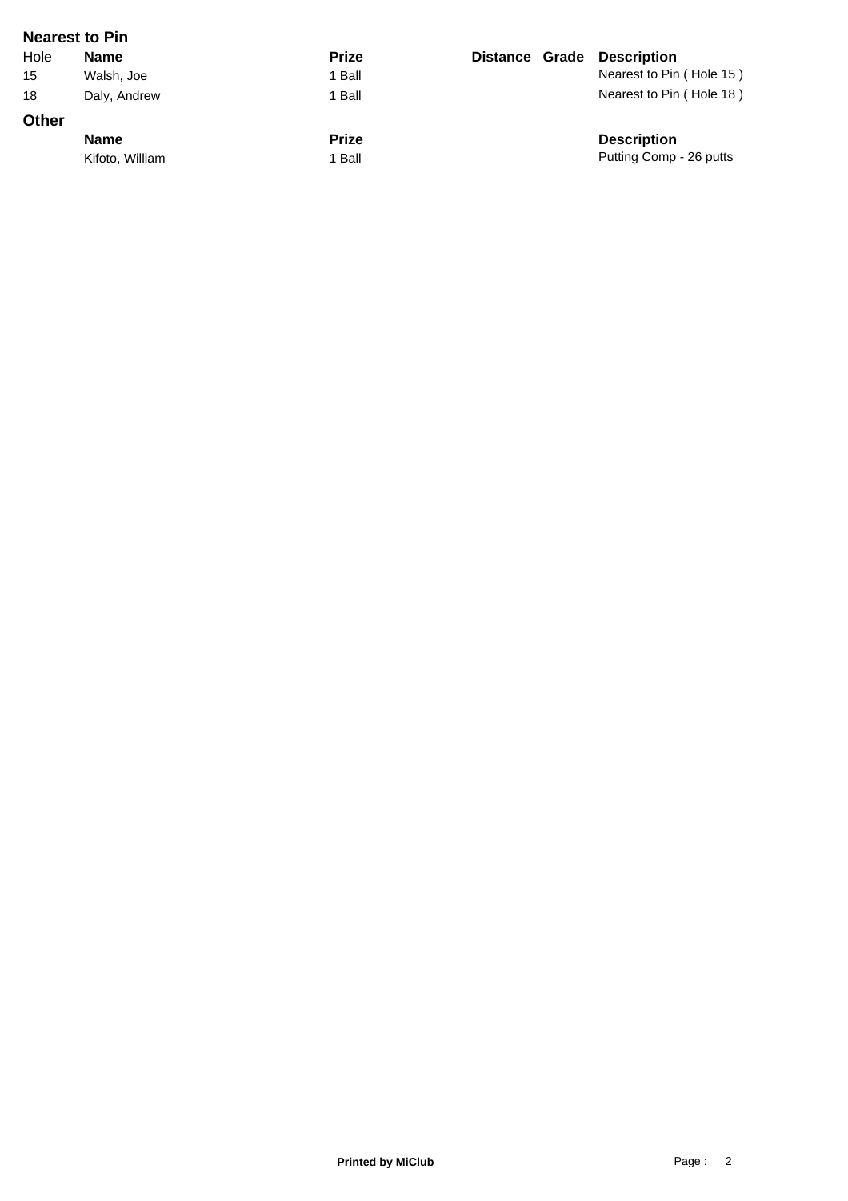## Nearest to Pin

| Hole | Name | Prize | Distance | Grade | Description |
|---|---|---|---|---|---|
| 15 | Walsh, Joe | 1 Ball | | | Nearest to Pin ( Hole 15 ) |
| 18 | Daly, Andrew | 1 Ball | | | Nearest to Pin ( Hole 18 ) |

## Other

| Name | Prize | Description |
|---|---|---|
| Kifoto, William | 1 Ball | Putting Comp - 26 putts |

**Printed by MiClub**